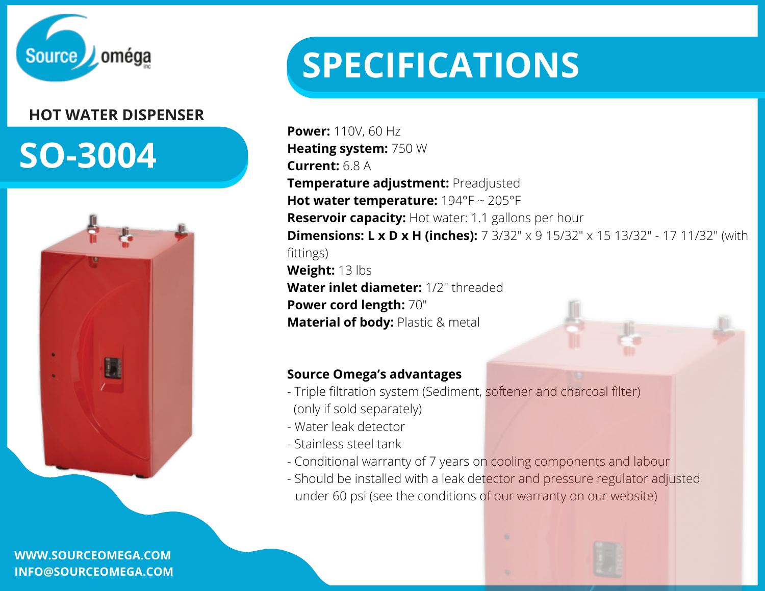Source oméga inc

## HOT WATER DISPENSER

# SO-3004

# SPECIFICATIONS

**Power:** 110V, 60 Hz
**Heating system:** 750 W
**Current:** 6.8 A
**Temperature adjustment:** Preadjusted
**Hot water temperature:** 194°F ~ 205°F
**Reservoir capacity:** Hot water: 1.1 gallons per hour
**Dimensions: L x D x H (inches):** 7 3/32" x 9 15/32" x 15 13/32" - 17 11/32" (with fittings)
**Weight:** 13 lbs
**Water inlet diameter:** 1/2" threaded
**Power cord length:** 70"
**Material of body:** Plastic & metal

**Source Omega's advantages**

- Triple filtration system (Sediment, softener and charcoal filter) (only if sold separately)
- Water leak detector
- Stainless steel tank
- Conditional warranty of 7 years on cooling components and labour
- Should be installed with a leak detector and pressure regulator adjusted under 60 psi (see the conditions of our warranty on our website)

**WWW.SOURCEOMEGA.COM**
**INFO@SOURCEOMEGA.COM**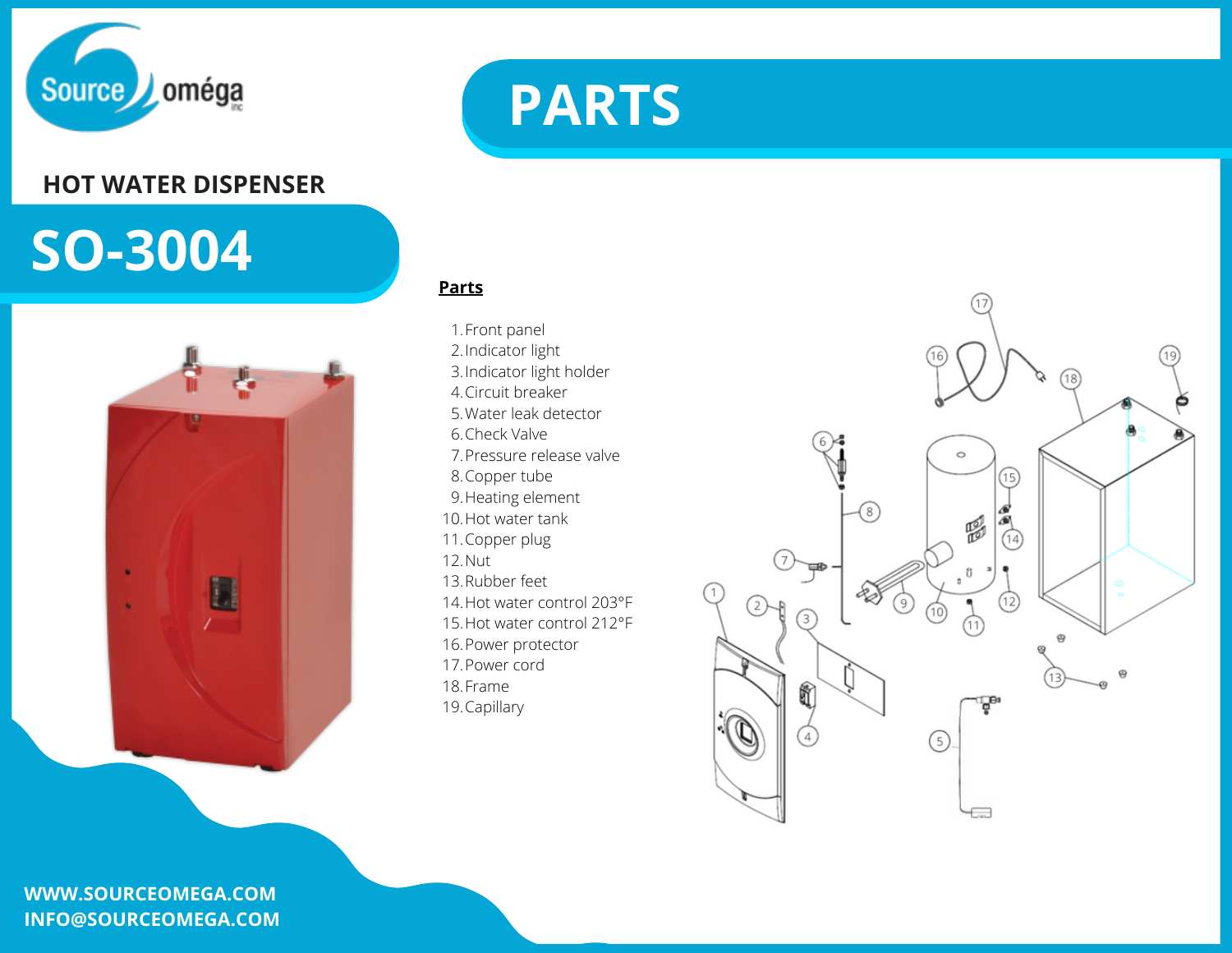Source oméga inc

# PARTS

## HOT WATER DISPENSER

# SO-3004

**Parts**

1. Front panel
2. Indicator light
3. Indicator light holder
4. Circuit breaker
5. Water leak detector
6. Check Valve
7. Pressure release valve
8. Copper tube
9. Heating element
10. Hot water tank
11. Copper plug
12. Nut
13. Rubber feet
14. Hot water control 203°F
15. Hot water control 212°F
16. Power protector
17. Power cord
18. Frame
19. Capillary

WWW.SOURCEOMEGA.COM
INFO@SOURCEOMEGA.COM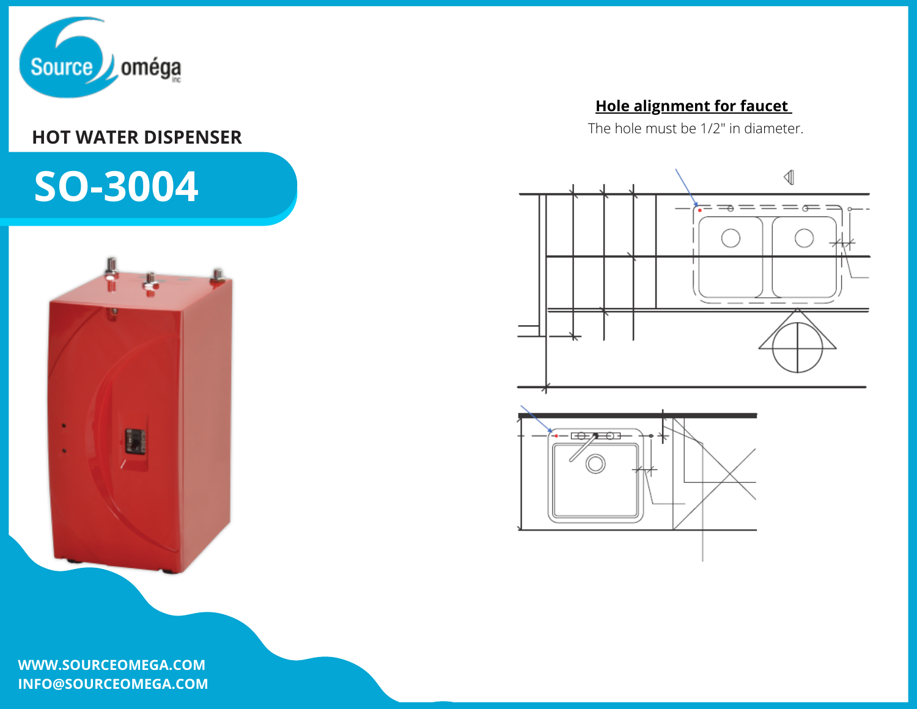Source oméga inc

## HOT WATER DISPENSER

# SO-3004

## Hole alignment for faucet

The hole must be 1/2" in diameter.

WWW.SOURCEOMEGA.COM
INFO@SOURCEOMEGA.COM